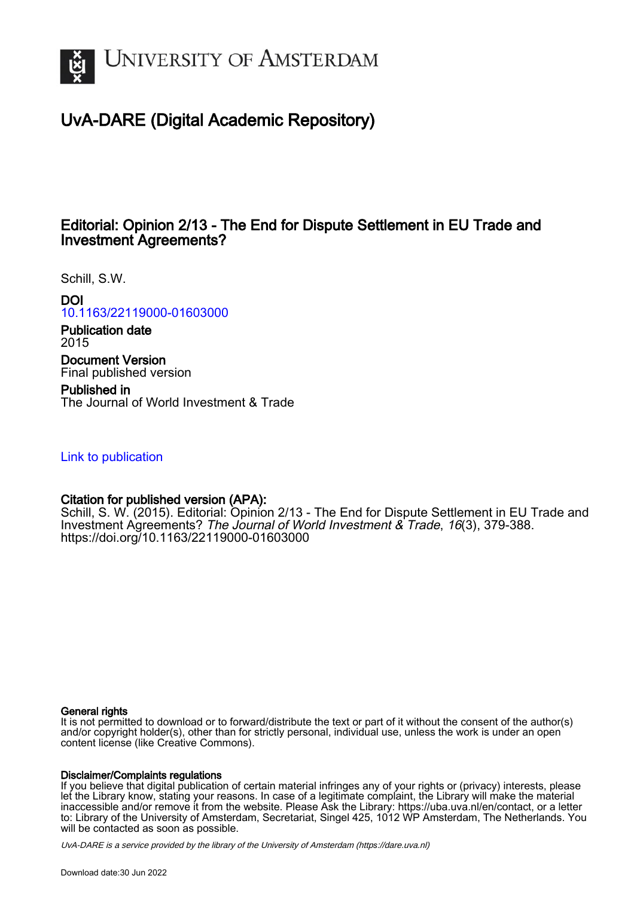UvA-DARE (Digital Academic Repository)

# Editorial: Opinion 2/13 - The End for Dispute Settlement in EU Trade and Investment Agreements?

Schill, S.W.

**DOI**
10.1163/22119000-01603000

**Publication date**
2015

**Document Version**
Final published version

**Published in**
The Journal of World Investment & Trade

Link to publication

**Citation for published version (APA):**
Schill, S. W. (2015). Editorial: Opinion 2/13 - The End for Dispute Settlement in EU Trade and Investment Agreements? *The Journal of World Investment & Trade*, *16*(3), 379-388. https://doi.org/10.1163/22119000-01603000

**General rights**
It is not permitted to download or to forward/distribute the text or part of it without the consent of the author(s) and/or copyright holder(s), other than for strictly personal, individual use, unless the work is under an open content license (like Creative Commons).

**Disclaimer/Complaints regulations**
If you believe that digital publication of certain material infringes any of your rights or (privacy) interests, please let the Library know, stating your reasons. In case of a legitimate complaint, the Library will make the material inaccessible and/or remove it from the website. Please Ask the Library: https://uba.uva.nl/en/contact, or a letter to: Library of the University of Amsterdam, Secretariat, Singel 425, 1012 WP Amsterdam, The Netherlands. You will be contacted as soon as possible.

*UvA-DARE is a service provided by the library of the University of Amsterdam (https://dare.uva.nl)*

Download date:30 Jun 2022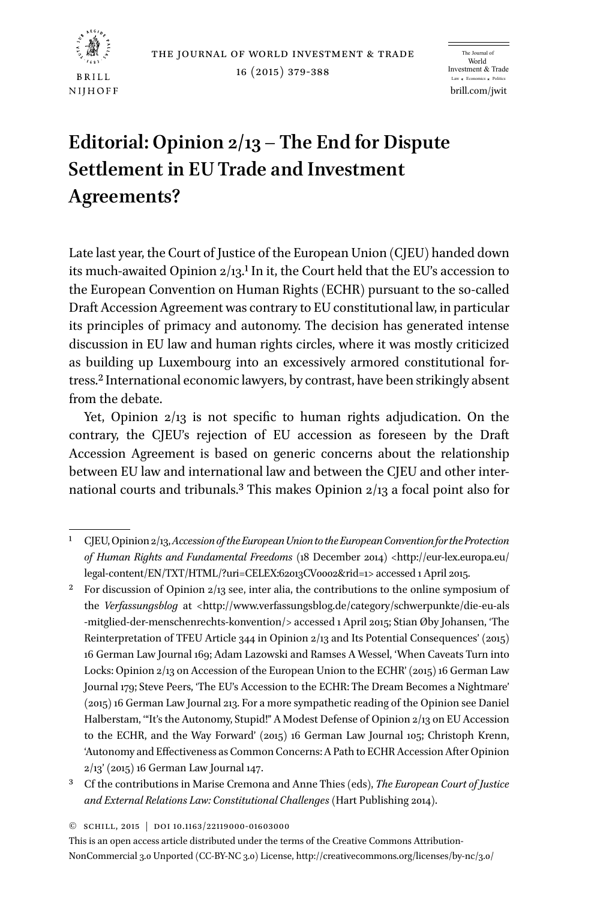# Editorial: Opinion 2/13 – The End for Dispute Settlement in EU Trade and Investment Agreements?

Late last year, the Court of Justice of the European Union (CJEU) handed down its much-awaited Opinion 2/13.[1] In it, the Court held that the EU's accession to the European Convention on Human Rights (ECHR) pursuant to the so-called Draft Accession Agreement was contrary to EU constitutional law, in particular its principles of primacy and autonomy. The decision has generated intense discussion in EU law and human rights circles, where it was mostly criticized as building up Luxembourg into an excessively armored constitutional fortress.[2] International economic lawyers, by contrast, have been strikingly absent from the debate.

Yet, Opinion 2/13 is not specific to human rights adjudication. On the contrary, the CJEU's rejection of EU accession as foreseen by the Draft Accession Agreement is based on generic concerns about the relationship between EU law and international law and between the CJEU and other international courts and tribunals.[3] This makes Opinion 2/13 a focal point also for

---

[1] CJEU, Opinion 2/13, *Accession of the European Union to the European Convention for the Protection of Human Rights and Fundamental Freedoms* (18 December 2014) <http://eur-lex.europa.eu/legal-content/EN/TXT/HTML/?uri=CELEX:62013CV0002&rid=1> accessed 1 April 2015.

[2] For discussion of Opinion 2/13 see, inter alia, the contributions to the online symposium of the *Verfassungsblog* at <http://www.verfassungsblog.de/category/schwerpunkte/die-eu-als-mitglied-der-menschenrechts-konvention/> accessed 1 April 2015; Stian Øby Johansen, 'The Reinterpretation of TFEU Article 344 in Opinion 2/13 and Its Potential Consequences' (2015) 16 German Law Journal 169; Adam Lazowski and Ramses A Wessel, 'When Caveats Turn into Locks: Opinion 2/13 on Accession of the European Union to the ECHR' (2015) 16 German Law Journal 179; Steve Peers, 'The EU's Accession to the ECHR: The Dream Becomes a Nightmare' (2015) 16 German Law Journal 213. For a more sympathetic reading of the Opinion see Daniel Halberstam, '"It's the Autonomy, Stupid!" A Modest Defense of Opinion 2/13 on EU Accession to the ECHR, and the Way Forward' (2015) 16 German Law Journal 105; Christoph Krenn, 'Autonomy and Effectiveness as Common Concerns: A Path to ECHR Accession After Opinion 2/13' (2015) 16 German Law Journal 147.

[3] Cf the contributions in Marise Cremona and Anne Thies (eds), *The European Court of Justice and External Relations Law: Constitutional Challenges* (Hart Publishing 2014).

© SCHILL, 2015 | DOI 10.1163/22119000-01603000

This is an open access article distributed under the terms of the Creative Commons Attribution-NonCommercial 3.0 Unported (CC-BY-NC 3.0) License, http://creativecommons.org/licenses/by-nc/3.0/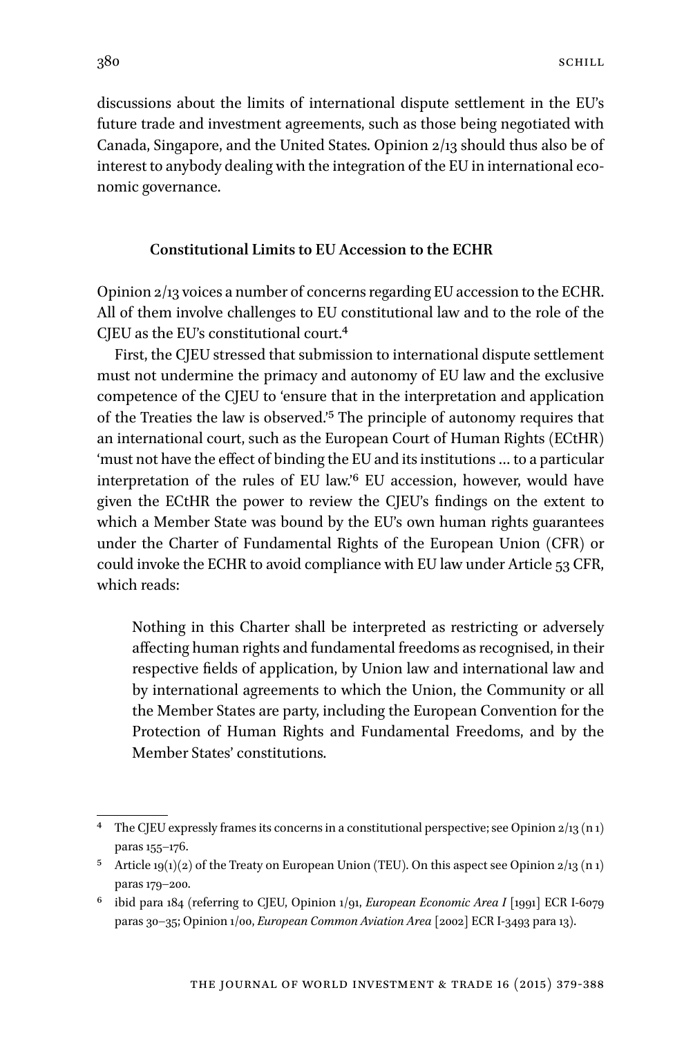discussions about the limits of international dispute settlement in the EU's future trade and investment agreements, such as those being negotiated with Canada, Singapore, and the United States. Opinion 2/13 should thus also be of interest to anybody dealing with the integration of the EU in international economic governance.

## Constitutional Limits to EU Accession to the ECHR

Opinion 2/13 voices a number of concerns regarding EU accession to the ECHR. All of them involve challenges to EU constitutional law and to the role of the CJEU as the EU's constitutional court.[4]

First, the CJEU stressed that submission to international dispute settlement must not undermine the primacy and autonomy of EU law and the exclusive competence of the CJEU to 'ensure that in the interpretation and application of the Treaties the law is observed.'[5] The principle of autonomy requires that an international court, such as the European Court of Human Rights (ECtHR) 'must not have the effect of binding the EU and its institutions … to a particular interpretation of the rules of EU law.'[6] EU accession, however, would have given the ECtHR the power to review the CJEU's findings on the extent to which a Member State was bound by the EU's own human rights guarantees under the Charter of Fundamental Rights of the European Union (CFR) or could invoke the ECHR to avoid compliance with EU law under Article 53 CFR, which reads:

> Nothing in this Charter shall be interpreted as restricting or adversely affecting human rights and fundamental freedoms as recognised, in their respective fields of application, by Union law and international law and by international agreements to which the Union, the Community or all the Member States are party, including the European Convention for the Protection of Human Rights and Fundamental Freedoms, and by the Member States' constitutions.

---

[4] The CJEU expressly frames its concerns in a constitutional perspective; see Opinion 2/13 (n 1) paras 155–176.

[5] Article 19(1)(2) of the Treaty on European Union (TEU). On this aspect see Opinion 2/13 (n 1) paras 179–200.

[6] ibid para 184 (referring to CJEU, Opinion 1/91, *European Economic Area I* [1991] ECR I-6079 paras 30–35; Opinion 1/00, *European Common Aviation Area* [2002] ECR I-3493 para 13).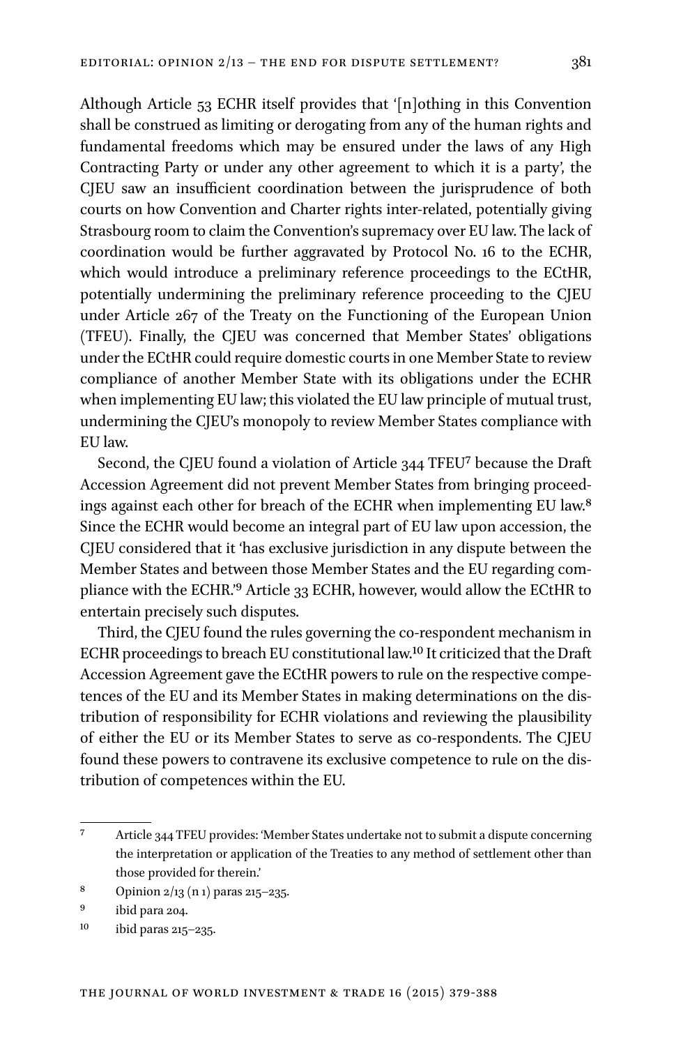Although Article 53 ECHR itself provides that '[n]othing in this Convention shall be construed as limiting or derogating from any of the human rights and fundamental freedoms which may be ensured under the laws of any High Contracting Party or under any other agreement to which it is a party', the CJEU saw an insufficient coordination between the jurisprudence of both courts on how Convention and Charter rights inter-related, potentially giving Strasbourg room to claim the Convention's supremacy over EU law. The lack of coordination would be further aggravated by Protocol No. 16 to the ECHR, which would introduce a preliminary reference proceedings to the ECtHR, potentially undermining the preliminary reference proceeding to the CJEU under Article 267 of the Treaty on the Functioning of the European Union (TFEU). Finally, the CJEU was concerned that Member States' obligations under the ECtHR could require domestic courts in one Member State to review compliance of another Member State with its obligations under the ECHR when implementing EU law; this violated the EU law principle of mutual trust, undermining the CJEU's monopoly to review Member States compliance with EU law.

Second, the CJEU found a violation of Article 344 TFEU[7] because the Draft Accession Agreement did not prevent Member States from bringing proceedings against each other for breach of the ECHR when implementing EU law.[8] Since the ECHR would become an integral part of EU law upon accession, the CJEU considered that it 'has exclusive jurisdiction in any dispute between the Member States and between those Member States and the EU regarding compliance with the ECHR.'[9] Article 33 ECHR, however, would allow the ECtHR to entertain precisely such disputes.

Third, the CJEU found the rules governing the co-respondent mechanism in ECHR proceedings to breach EU constitutional law.[10] It criticized that the Draft Accession Agreement gave the ECtHR powers to rule on the respective competences of the EU and its Member States in making determinations on the distribution of responsibility for ECHR violations and reviewing the plausibility of either the EU or its Member States to serve as co-respondents. The CJEU found these powers to contravene its exclusive competence to rule on the distribution of competences within the EU.

---

[7] Article 344 TFEU provides: 'Member States undertake not to submit a dispute concerning the interpretation or application of the Treaties to any method of settlement other than those provided for therein.'

[8] Opinion 2/13 (n 1) paras 215–235.

[9] ibid para 204.

[10] ibid paras 215–235.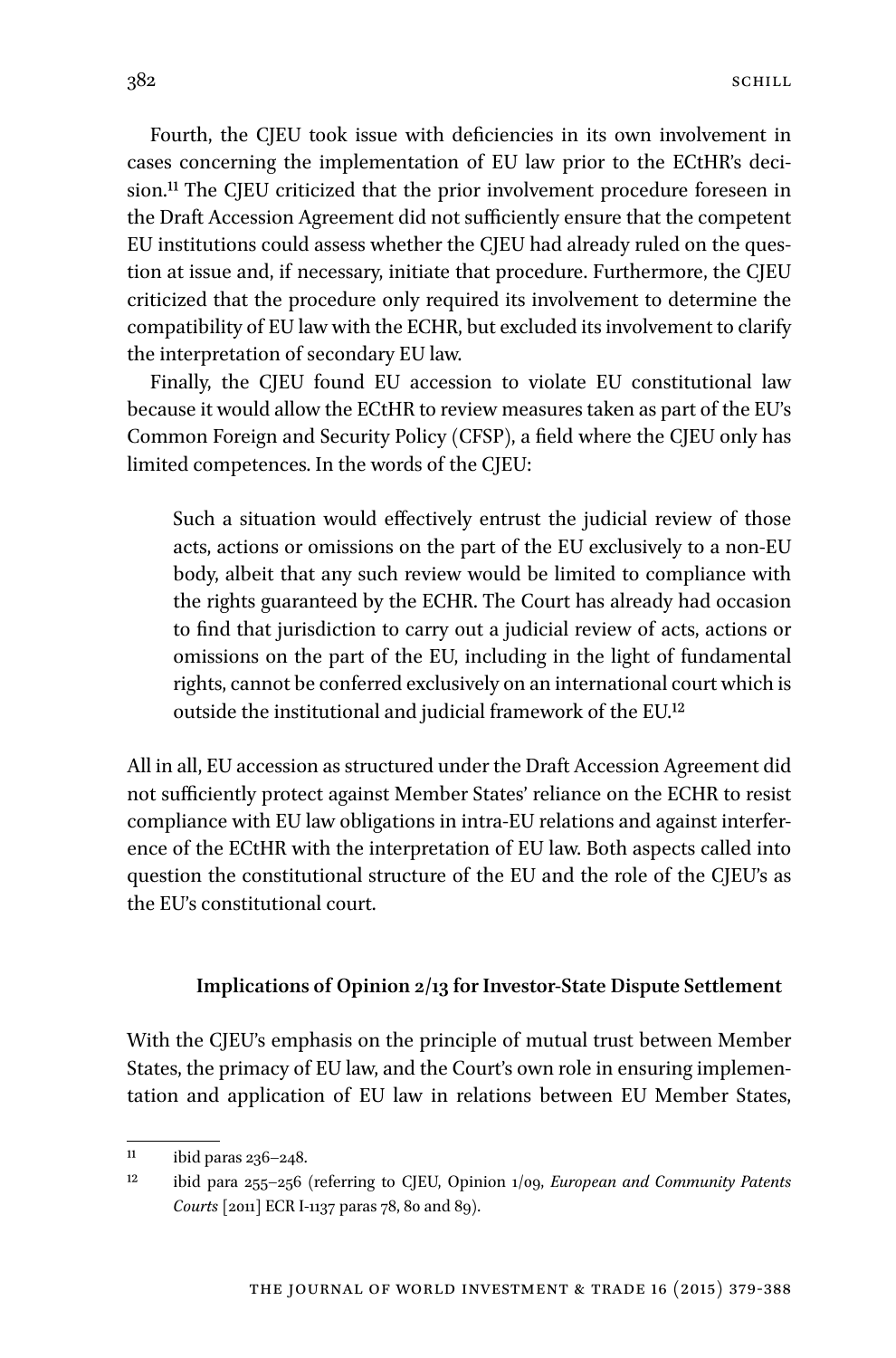Fourth, the CJEU took issue with deficiencies in its own involvement in cases concerning the implementation of EU law prior to the ECtHR's decision.[11] The CJEU criticized that the prior involvement procedure foreseen in the Draft Accession Agreement did not sufficiently ensure that the competent EU institutions could assess whether the CJEU had already ruled on the question at issue and, if necessary, initiate that procedure. Furthermore, the CJEU criticized that the procedure only required its involvement to determine the compatibility of EU law with the ECHR, but excluded its involvement to clarify the interpretation of secondary EU law.

Finally, the CJEU found EU accession to violate EU constitutional law because it would allow the ECtHR to review measures taken as part of the EU's Common Foreign and Security Policy (CFSP), a field where the CJEU only has limited competences. In the words of the CJEU:

> Such a situation would effectively entrust the judicial review of those acts, actions or omissions on the part of the EU exclusively to a non-EU body, albeit that any such review would be limited to compliance with the rights guaranteed by the ECHR. The Court has already had occasion to find that jurisdiction to carry out a judicial review of acts, actions or omissions on the part of the EU, including in the light of fundamental rights, cannot be conferred exclusively on an international court which is outside the institutional and judicial framework of the EU.[12]

All in all, EU accession as structured under the Draft Accession Agreement did not sufficiently protect against Member States' reliance on the ECHR to resist compliance with EU law obligations in intra-EU relations and against interference of the ECtHR with the interpretation of EU law. Both aspects called into question the constitutional structure of the EU and the role of the CJEU's as the EU's constitutional court.

### Implications of Opinion 2/13 for Investor-State Dispute Settlement

With the CJEU's emphasis on the principle of mutual trust between Member States, the primacy of EU law, and the Court's own role in ensuring implementation and application of EU law in relations between EU Member States,

---

[11] ibid paras 236–248.

[12] ibid para 255–256 (referring to CJEU, Opinion 1/09, *European and Community Patents Courts* [2011] ECR I-1137 paras 78, 80 and 89).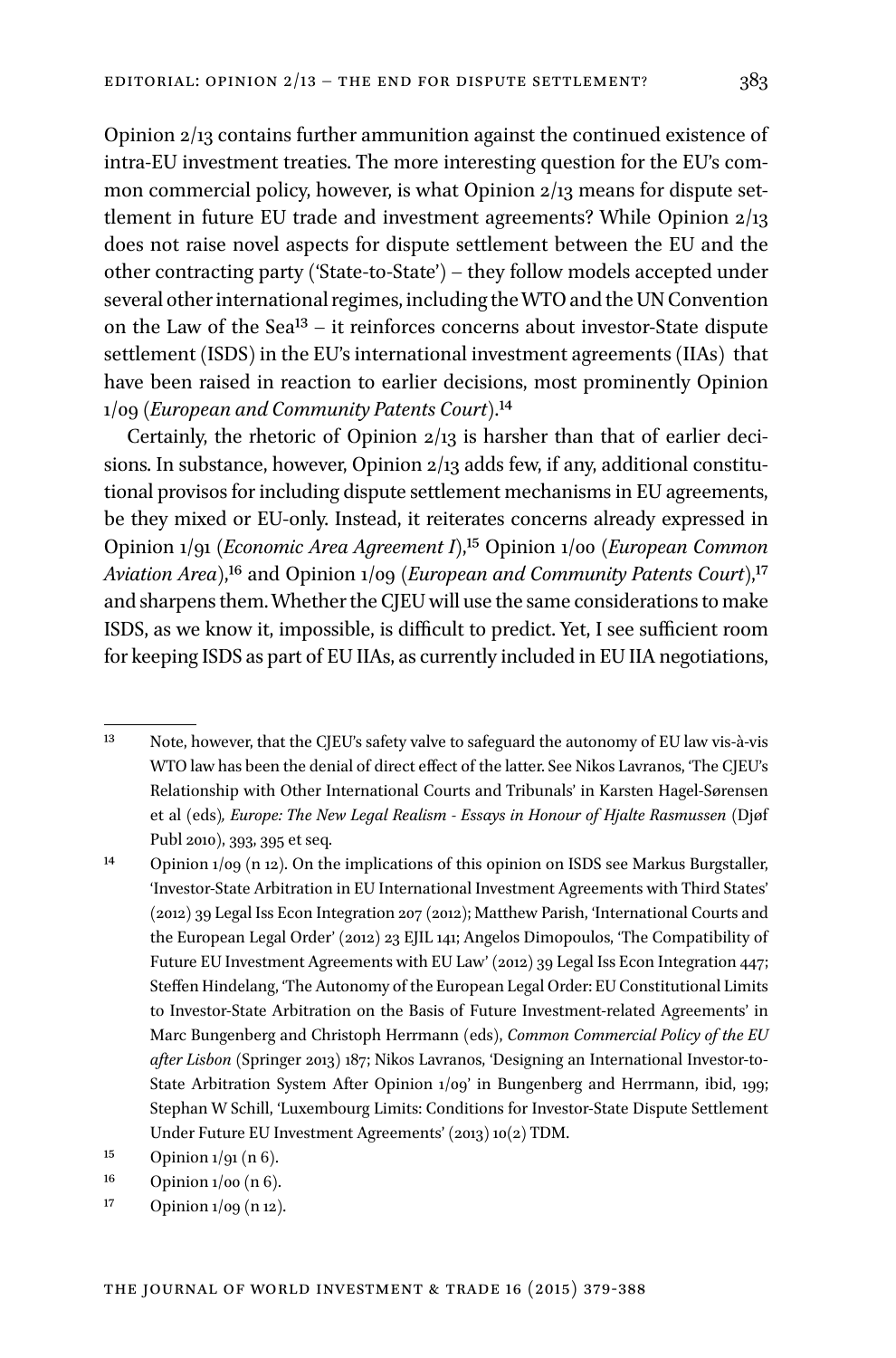Opinion 2/13 contains further ammunition against the continued existence of intra-EU investment treaties. The more interesting question for the EU's common commercial policy, however, is what Opinion 2/13 means for dispute settlement in future EU trade and investment agreements? While Opinion 2/13 does not raise novel aspects for dispute settlement between the EU and the other contracting party ('State-to-State') – they follow models accepted under several other international regimes, including the WTO and the UN Convention on the Law of the Sea[13] – it reinforces concerns about investor-State dispute settlement (ISDS) in the EU's international investment agreements (IIAs) that have been raised in reaction to earlier decisions, most prominently Opinion 1/09 (*European and Community Patents Court*).[14]

Certainly, the rhetoric of Opinion 2/13 is harsher than that of earlier decisions. In substance, however, Opinion 2/13 adds few, if any, additional constitutional provisos for including dispute settlement mechanisms in EU agreements, be they mixed or EU-only. Instead, it reiterates concerns already expressed in Opinion 1/91 (*Economic Area Agreement I*),[15] Opinion 1/00 (*European Common Aviation Area*),[16] and Opinion 1/09 (*European and Community Patents Court*),[17] and sharpens them. Whether the CJEU will use the same considerations to make ISDS, as we know it, impossible, is difficult to predict. Yet, I see sufficient room for keeping ISDS as part of EU IIAs, as currently included in EU IIA negotiations,

---

[13] Note, however, that the CJEU's safety valve to safeguard the autonomy of EU law vis-à-vis WTO law has been the denial of direct effect of the latter. See Nikos Lavranos, 'The CJEU's Relationship with Other International Courts and Tribunals' in Karsten Hagel-Sørensen et al (eds), *Europe: The New Legal Realism - Essays in Honour of Hjalte Rasmussen* (Djøf Publ 2010), 393, 395 et seq.

[14] Opinion 1/09 (n 12). On the implications of this opinion on ISDS see Markus Burgstaller, 'Investor-State Arbitration in EU International Investment Agreements with Third States' (2012) 39 Legal Iss Econ Integration 207 (2012); Matthew Parish, 'International Courts and the European Legal Order' (2012) 23 EJIL 141; Angelos Dimopoulos, 'The Compatibility of Future EU Investment Agreements with EU Law' (2012) 39 Legal Iss Econ Integration 447; Steffen Hindelang, 'The Autonomy of the European Legal Order: EU Constitutional Limits to Investor-State Arbitration on the Basis of Future Investment-related Agreements' in Marc Bungenberg and Christoph Herrmann (eds), *Common Commercial Policy of the EU after Lisbon* (Springer 2013) 187; Nikos Lavranos, 'Designing an International Investor-to-State Arbitration System After Opinion 1/09' in Bungenberg and Herrmann, ibid, 199; Stephan W Schill, 'Luxembourg Limits: Conditions for Investor-State Dispute Settlement Under Future EU Investment Agreements' (2013) 10(2) TDM.

[15] Opinion 1/91 (n 6).

[16] Opinion 1/00 (n 6).

[17] Opinion 1/09 (n 12).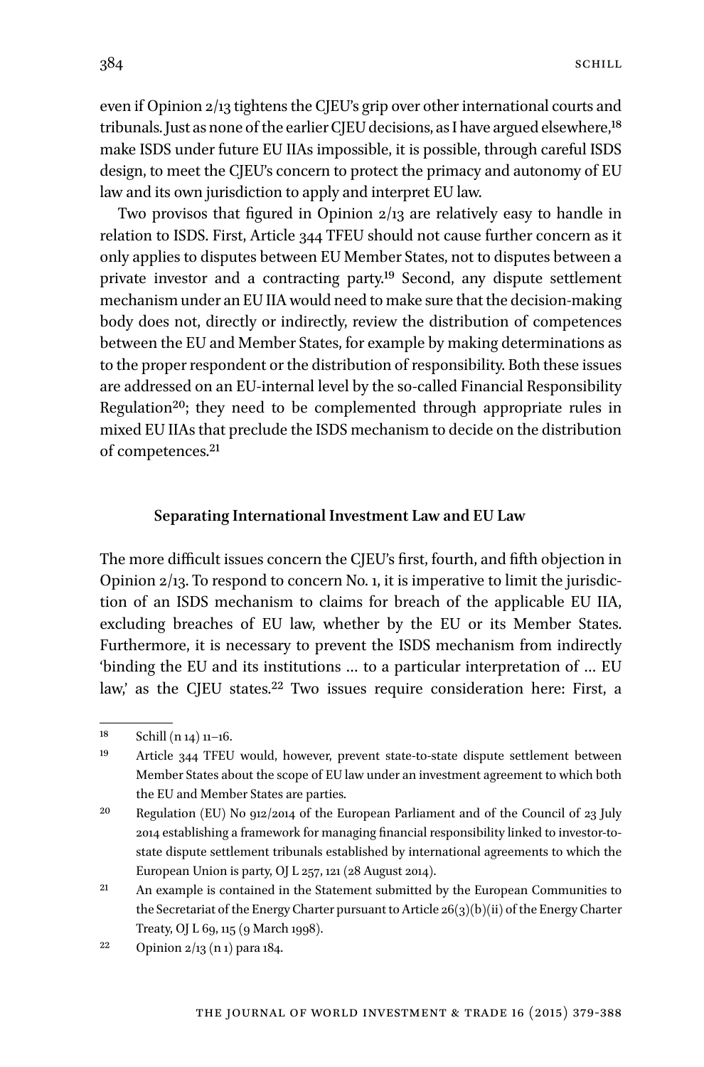even if Opinion 2/13 tightens the CJEU's grip over other international courts and tribunals. Just as none of the earlier CJEU decisions, as I have argued elsewhere,[18] make ISDS under future EU IIAs impossible, it is possible, through careful ISDS design, to meet the CJEU's concern to protect the primacy and autonomy of EU law and its own jurisdiction to apply and interpret EU law.

Two provisos that figured in Opinion 2/13 are relatively easy to handle in relation to ISDS. First, Article 344 TFEU should not cause further concern as it only applies to disputes between EU Member States, not to disputes between a private investor and a contracting party.[19] Second, any dispute settlement mechanism under an EU IIA would need to make sure that the decision-making body does not, directly or indirectly, review the distribution of competences between the EU and Member States, for example by making determinations as to the proper respondent or the distribution of responsibility. Both these issues are addressed on an EU-internal level by the so-called Financial Responsibility Regulation[20]; they need to be complemented through appropriate rules in mixed EU IIAs that preclude the ISDS mechanism to decide on the distribution of competences.[21]

### Separating International Investment Law and EU Law

The more difficult issues concern the CJEU's first, fourth, and fifth objection in Opinion 2/13. To respond to concern No. 1, it is imperative to limit the jurisdiction of an ISDS mechanism to claims for breach of the applicable EU IIA, excluding breaches of EU law, whether by the EU or its Member States. Furthermore, it is necessary to prevent the ISDS mechanism from indirectly 'binding the EU and its institutions … to a particular interpretation of … EU law,' as the CJEU states.[22] Two issues require consideration here: First, a

---

18 Schill (n 14) 11–16.

19 Article 344 TFEU would, however, prevent state-to-state dispute settlement between Member States about the scope of EU law under an investment agreement to which both the EU and Member States are parties.

20 Regulation (EU) No 912/2014 of the European Parliament and of the Council of 23 July 2014 establishing a framework for managing financial responsibility linked to investor-to-state dispute settlement tribunals established by international agreements to which the European Union is party, OJ L 257, 121 (28 August 2014).

21 An example is contained in the Statement submitted by the European Communities to the Secretariat of the Energy Charter pursuant to Article 26(3)(b)(ii) of the Energy Charter Treaty, OJ L 69, 115 (9 March 1998).

22 Opinion 2/13 (n 1) para 184.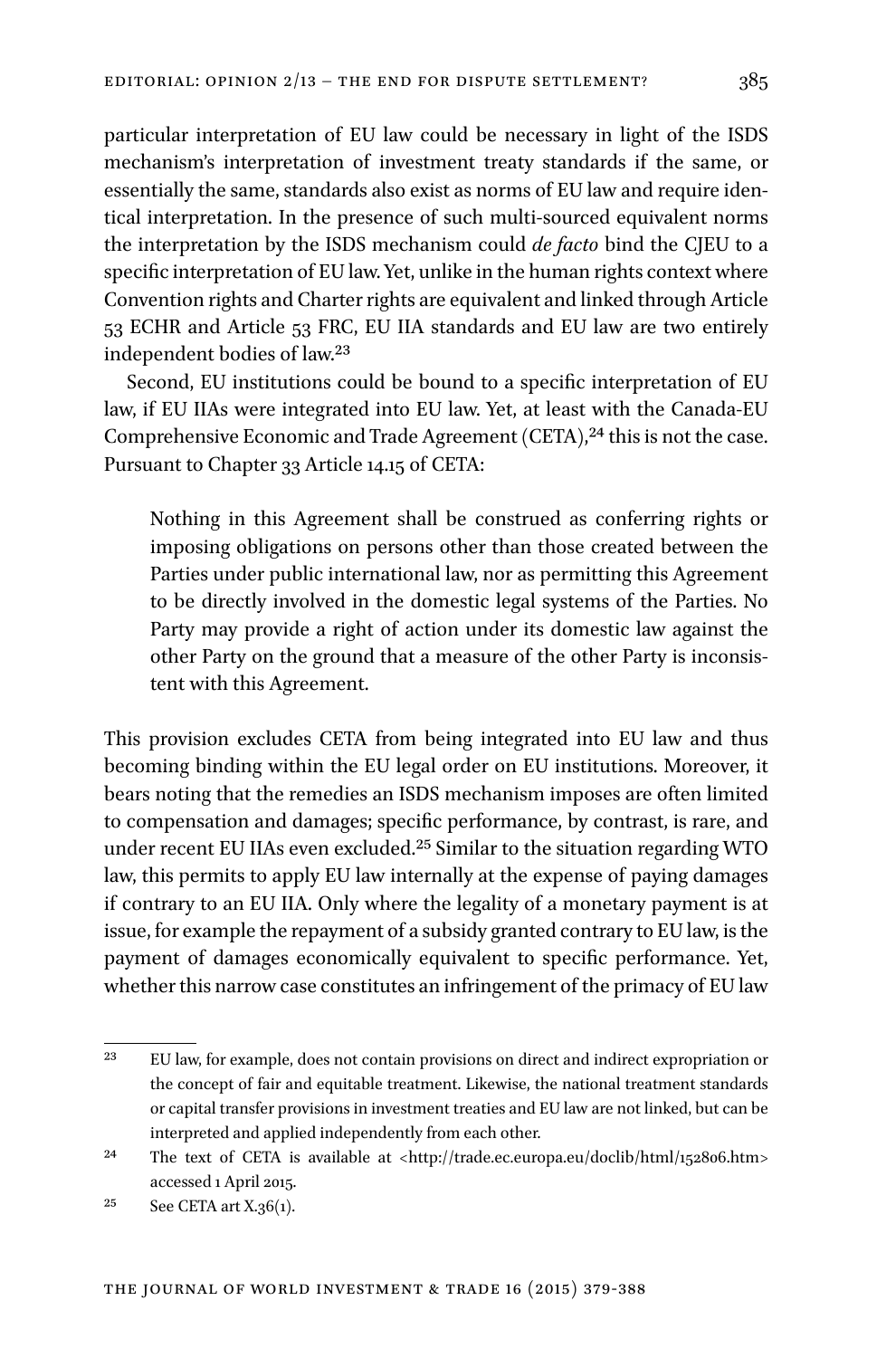particular interpretation of EU law could be necessary in light of the ISDS mechanism's interpretation of investment treaty standards if the same, or essentially the same, standards also exist as norms of EU law and require identical interpretation. In the presence of such multi-sourced equivalent norms the interpretation by the ISDS mechanism could *de facto* bind the CJEU to a specific interpretation of EU law. Yet, unlike in the human rights context where Convention rights and Charter rights are equivalent and linked through Article 53 ECHR and Article 53 FRC, EU IIA standards and EU law are two entirely independent bodies of law.[23]

Second, EU institutions could be bound to a specific interpretation of EU law, if EU IIAs were integrated into EU law. Yet, at least with the Canada-EU Comprehensive Economic and Trade Agreement (CETA),[24] this is not the case. Pursuant to Chapter 33 Article 14.15 of CETA:

> Nothing in this Agreement shall be construed as conferring rights or imposing obligations on persons other than those created between the Parties under public international law, nor as permitting this Agreement to be directly involved in the domestic legal systems of the Parties. No Party may provide a right of action under its domestic law against the other Party on the ground that a measure of the other Party is inconsistent with this Agreement.

This provision excludes CETA from being integrated into EU law and thus becoming binding within the EU legal order on EU institutions. Moreover, it bears noting that the remedies an ISDS mechanism imposes are often limited to compensation and damages; specific performance, by contrast, is rare, and under recent EU IIAs even excluded.[25] Similar to the situation regarding WTO law, this permits to apply EU law internally at the expense of paying damages if contrary to an EU IIA. Only where the legality of a monetary payment is at issue, for example the repayment of a subsidy granted contrary to EU law, is the payment of damages economically equivalent to specific performance. Yet, whether this narrow case constitutes an infringement of the primacy of EU law

---

[23] EU law, for example, does not contain provisions on direct and indirect expropriation or the concept of fair and equitable treatment. Likewise, the national treatment standards or capital transfer provisions in investment treaties and EU law are not linked, but can be interpreted and applied independently from each other.

[24] The text of CETA is available at <http://trade.ec.europa.eu/doclib/html/152806.htm> accessed 1 April 2015.

[25] See CETA art X.36(1).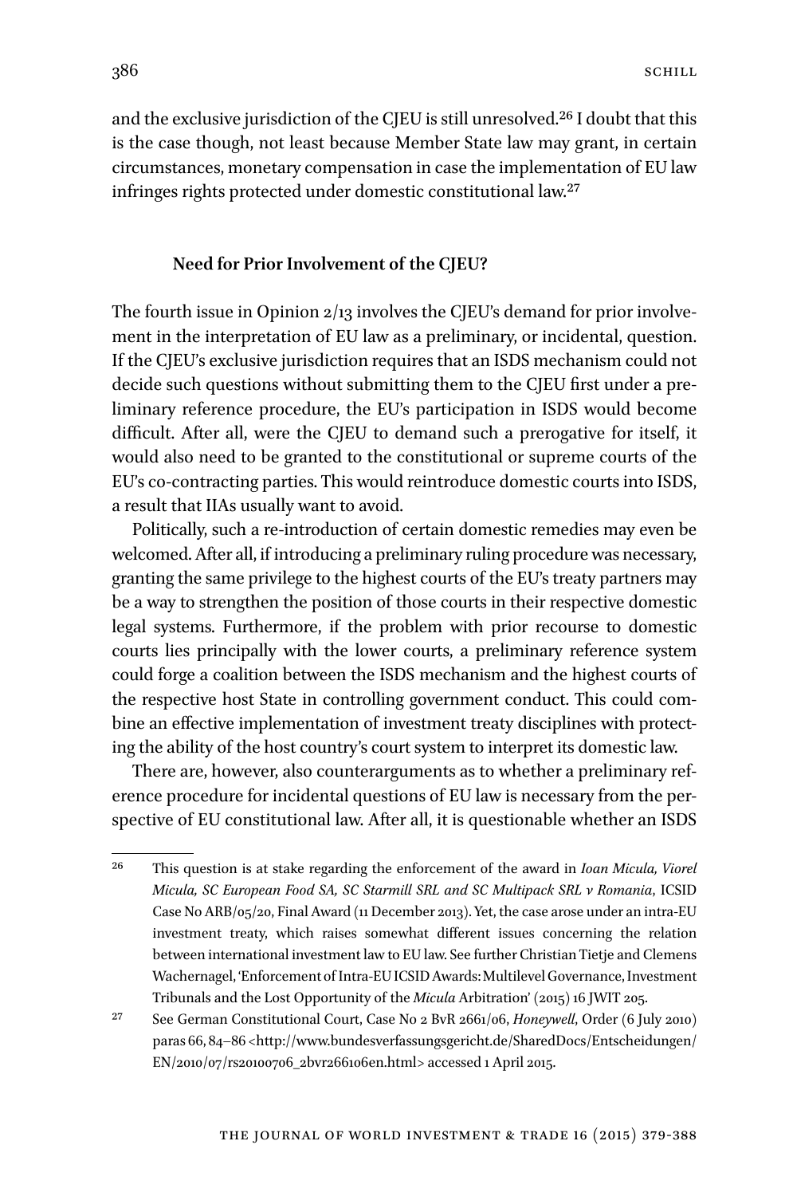and the exclusive jurisdiction of the CJEU is still unresolved.[26] I doubt that this is the case though, not least because Member State law may grant, in certain circumstances, monetary compensation in case the implementation of EU law infringes rights protected under domestic constitutional law.[27]

### Need for Prior Involvement of the CJEU?

The fourth issue in Opinion 2/13 involves the CJEU's demand for prior involvement in the interpretation of EU law as a preliminary, or incidental, question. If the CJEU's exclusive jurisdiction requires that an ISDS mechanism could not decide such questions without submitting them to the CJEU first under a preliminary reference procedure, the EU's participation in ISDS would become difficult. After all, were the CJEU to demand such a prerogative for itself, it would also need to be granted to the constitutional or supreme courts of the EU's co-contracting parties. This would reintroduce domestic courts into ISDS, a result that IIAs usually want to avoid.

Politically, such a re-introduction of certain domestic remedies may even be welcomed. After all, if introducing a preliminary ruling procedure was necessary, granting the same privilege to the highest courts of the EU's treaty partners may be a way to strengthen the position of those courts in their respective domestic legal systems. Furthermore, if the problem with prior recourse to domestic courts lies principally with the lower courts, a preliminary reference system could forge a coalition between the ISDS mechanism and the highest courts of the respective host State in controlling government conduct. This could combine an effective implementation of investment treaty disciplines with protecting the ability of the host country's court system to interpret its domestic law.

There are, however, also counterarguments as to whether a preliminary reference procedure for incidental questions of EU law is necessary from the perspective of EU constitutional law. After all, it is questionable whether an ISDS

---

[26] This question is at stake regarding the enforcement of the award in *Ioan Micula, Viorel Micula, SC European Food SA, SC Starmill SRL and SC Multipack SRL v Romania*, ICSID Case No ARB/05/20, Final Award (11 December 2013). Yet, the case arose under an intra-EU investment treaty, which raises somewhat different issues concerning the relation between international investment law to EU law. See further Christian Tietje and Clemens Wachernagel, 'Enforcement of Intra-EU ICSID Awards: Multilevel Governance, Investment Tribunals and the Lost Opportunity of the *Micula* Arbitration' (2015) 16 JWIT 205.

[27] See German Constitutional Court, Case No 2 BvR 2661/06, *Honeywell*, Order (6 July 2010) paras 66, 84–86 <http://www.bundesverfassungsgericht.de/SharedDocs/Entscheidungen/EN/2010/07/rs20100706_2bvr266106en.html> accessed 1 April 2015.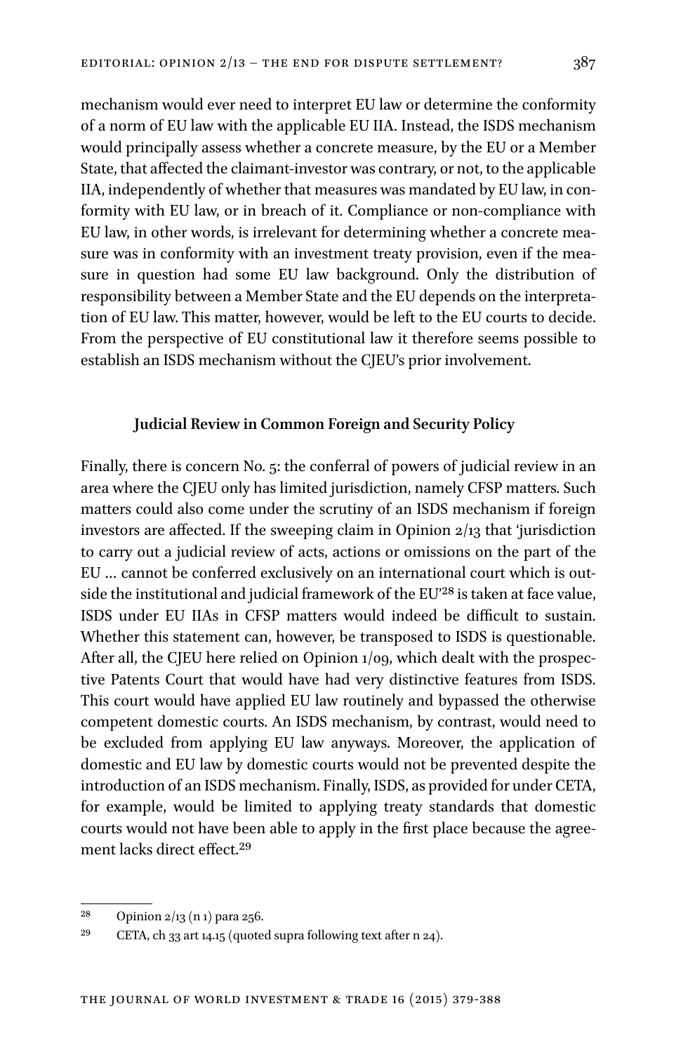mechanism would ever need to interpret EU law or determine the conformity of a norm of EU law with the applicable EU IIA. Instead, the ISDS mechanism would principally assess whether a concrete measure, by the EU or a Member State, that affected the claimant-investor was contrary, or not, to the applicable IIA, independently of whether that measures was mandated by EU law, in conformity with EU law, or in breach of it. Compliance or non-compliance with EU law, in other words, is irrelevant for determining whether a concrete measure was in conformity with an investment treaty provision, even if the measure in question had some EU law background. Only the distribution of responsibility between a Member State and the EU depends on the interpretation of EU law. This matter, however, would be left to the EU courts to decide. From the perspective of EU constitutional law it therefore seems possible to establish an ISDS mechanism without the CJEU's prior involvement.

### Judicial Review in Common Foreign and Security Policy

Finally, there is concern No. 5: the conferral of powers of judicial review in an area where the CJEU only has limited jurisdiction, namely CFSP matters. Such matters could also come under the scrutiny of an ISDS mechanism if foreign investors are affected. If the sweeping claim in Opinion 2/13 that 'jurisdiction to carry out a judicial review of acts, actions or omissions on the part of the EU … cannot be conferred exclusively on an international court which is outside the institutional and judicial framework of the EU'[28] is taken at face value, ISDS under EU IIAs in CFSP matters would indeed be difficult to sustain. Whether this statement can, however, be transposed to ISDS is questionable. After all, the CJEU here relied on Opinion 1/09, which dealt with the prospective Patents Court that would have had very distinctive features from ISDS. This court would have applied EU law routinely and bypassed the otherwise competent domestic courts. An ISDS mechanism, by contrast, would need to be excluded from applying EU law anyways. Moreover, the application of domestic and EU law by domestic courts would not be prevented despite the introduction of an ISDS mechanism. Finally, ISDS, as provided for under CETA, for example, would be limited to applying treaty standards that domestic courts would not have been able to apply in the first place because the agreement lacks direct effect.[29]

---

[28] Opinion 2/13 (n 1) para 256.

[29] CETA, ch 33 art 14.15 (quoted supra following text after n 24).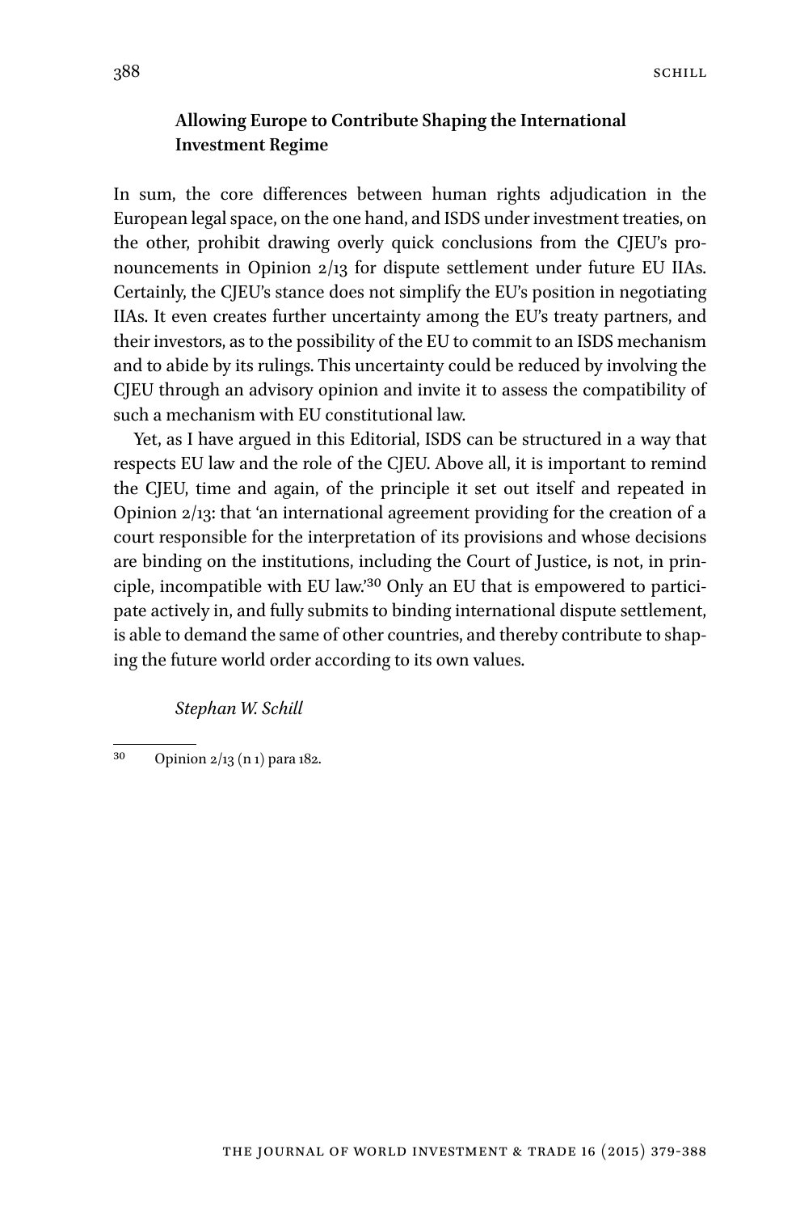### Allowing Europe to Contribute Shaping the International Investment Regime

In sum, the core differences between human rights adjudication in the European legal space, on the one hand, and ISDS under investment treaties, on the other, prohibit drawing overly quick conclusions from the CJEU's pronouncements in Opinion 2/13 for dispute settlement under future EU IIAs. Certainly, the CJEU's stance does not simplify the EU's position in negotiating IIAs. It even creates further uncertainty among the EU's treaty partners, and their investors, as to the possibility of the EU to commit to an ISDS mechanism and to abide by its rulings. This uncertainty could be reduced by involving the CJEU through an advisory opinion and invite it to assess the compatibility of such a mechanism with EU constitutional law.

Yet, as I have argued in this Editorial, ISDS can be structured in a way that respects EU law and the role of the CJEU. Above all, it is important to remind the CJEU, time and again, of the principle it set out itself and repeated in Opinion 2/13: that 'an international agreement providing for the creation of a court responsible for the interpretation of its provisions and whose decisions are binding on the institutions, including the Court of Justice, is not, in principle, incompatible with EU law.'[30] Only an EU that is empowered to participate actively in, and fully submits to binding international dispute settlement, is able to demand the same of other countries, and thereby contribute to shaping the future world order according to its own values.

*Stephan W. Schill*

---

[30] Opinion 2/13 (n 1) para 182.